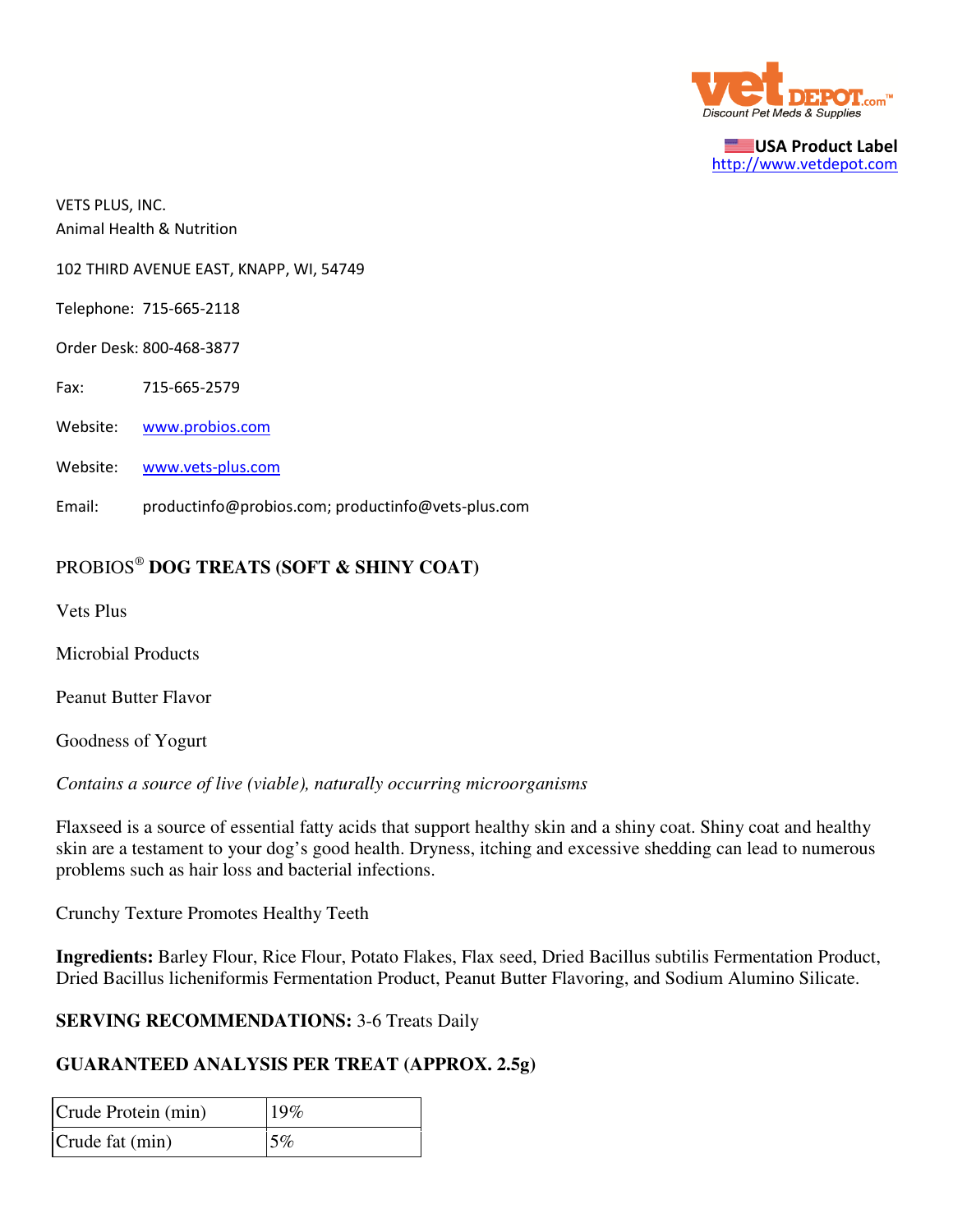vet DEPOT.com™
Discount Pet Meds & Supplies

USA Product Label
http://www.vetdepot.com

VETS PLUS, INC.
Animal Health & Nutrition

102 THIRD AVENUE EAST, KNAPP, WI, 54749

Telephone: 715-665-2118

Order Desk: 800-468-3877

Fax: 715-665-2579

Website: www.probios.com

Website: www.vets-plus.com

Email: productinfo@probios.com; productinfo@vets-plus.com

## PROBIOS® **DOG TREATS (SOFT & SHINY COAT)**

Vets Plus

Microbial Products

Peanut Butter Flavor

Goodness of Yogurt

*Contains a source of live (viable), naturally occurring microorganisms*

Flaxseed is a source of essential fatty acids that support healthy skin and a shiny coat. Shiny coat and healthy skin are a testament to your dog's good health. Dryness, itching and excessive shedding can lead to numerous problems such as hair loss and bacterial infections.

Crunchy Texture Promotes Healthy Teeth

**Ingredients:** Barley Flour, Rice Flour, Potato Flakes, Flax seed, Dried Bacillus subtilis Fermentation Product, Dried Bacillus licheniformis Fermentation Product, Peanut Butter Flavoring, and Sodium Alumino Silicate.

**SERVING RECOMMENDATIONS:** 3-6 Treats Daily

**GUARANTEED ANALYSIS PER TREAT (APPROX. 2.5g)**

| Crude Protein (min) | 19% |
|---|---|
| Crude fat (min) | 5% |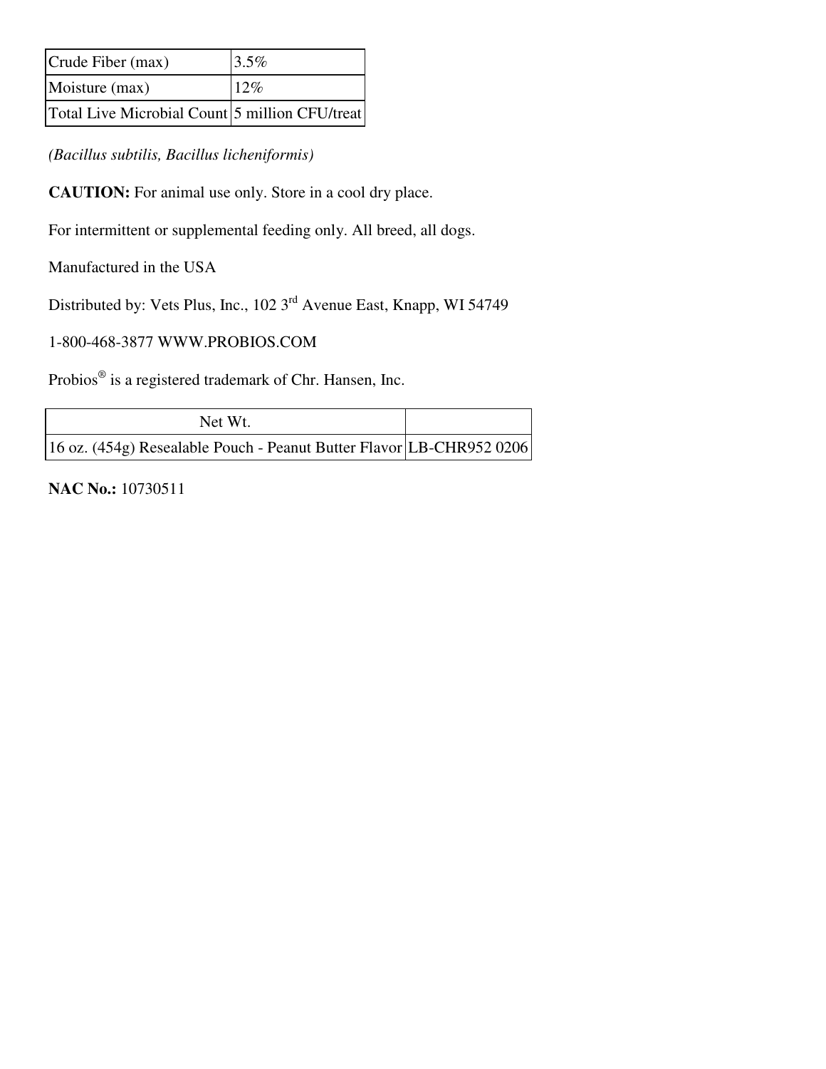| | |
|---|---|
| Crude Fiber (max) | 3.5% |
| Moisture (max) | 12% |
| Total Live Microbial Count | 5 million CFU/treat |

*(Bacillus subtilis, Bacillus licheniformis)*

**CAUTION:** For animal use only. Store in a cool dry place.

For intermittent or supplemental feeding only. All breed, all dogs.

Manufactured in the USA

Distributed by: Vets Plus, Inc., 102 3rd Avenue East, Knapp, WI 54749

1-800-468-3877 WWW.PROBIOS.COM

Probios® is a registered trademark of Chr. Hansen, Inc.

| Net Wt. | |
|---|---|
| 16 oz. (454g) Resealable Pouch - Peanut Butter Flavor | LB-CHR952 0206 |

**NAC No.:** 10730511